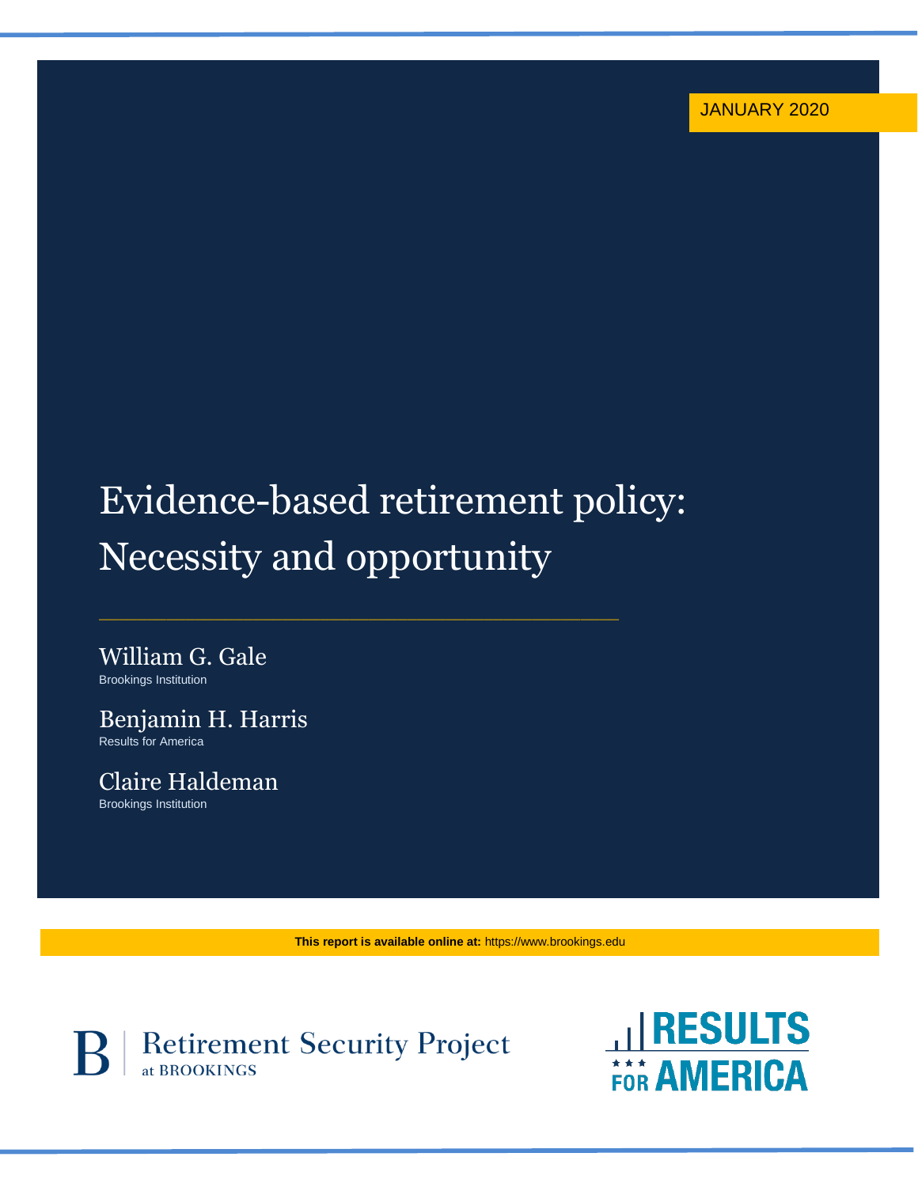JANUARY 2020

# Evidence-based retirement policy: Necessity and opportunity

William G. Gale
Brookings Institution

Benjamin H. Harris
Results for America

Claire Haldeman
Brookings Institution

**This report is available online at:** https://www.brookings.edu

Retirement Security Project at BROOKINGS

RESULTS FOR AMERICA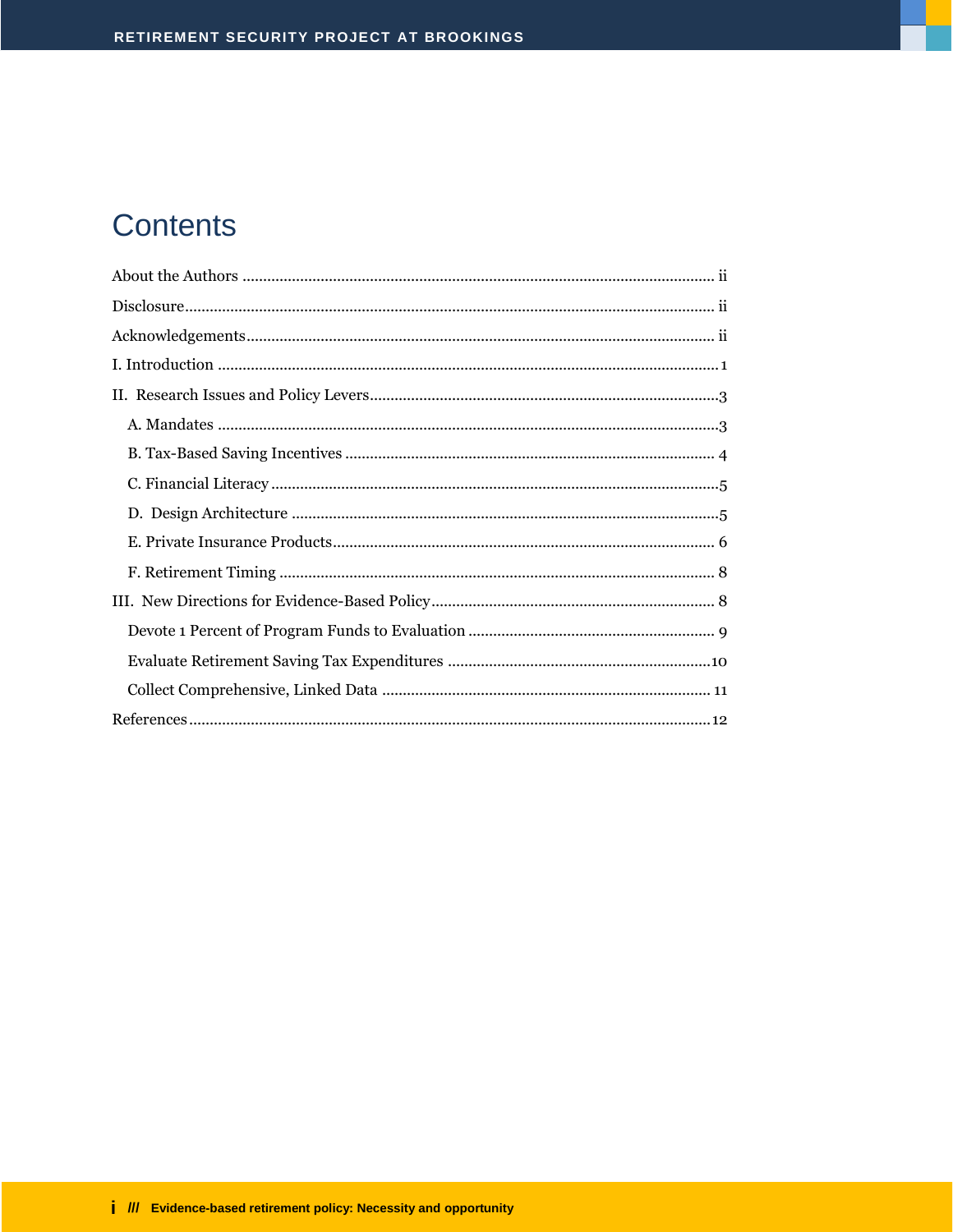# Contents

About the Authors ........................................................................................................ ii

Disclosure........................................................................................................................ ii

Acknowledgements......................................................................................................... ii

I. Introduction ................................................................................................................ 1

II. Research Issues and Policy Levers.......................................................................... 3

- A. Mandates ................................................................................................................ 3
- B. Tax-Based Saving Incentives ................................................................................ 4
- C. Financial Literacy .................................................................................................. 5
- D. Design Architecture .............................................................................................. 5
- E. Private Insurance Products..................................................................................... 6
- F. Retirement Timing ................................................................................................. 8

III. New Directions for Evidence-Based Policy............................................................ 8

- Devote 1 Percent of Program Funds to Evaluation .................................................. 9
- Evaluate Retirement Saving Tax Expenditures ........................................................ 10
- Collect Comprehensive, Linked Data ...................................................................... 11

References...................................................................................................................... 12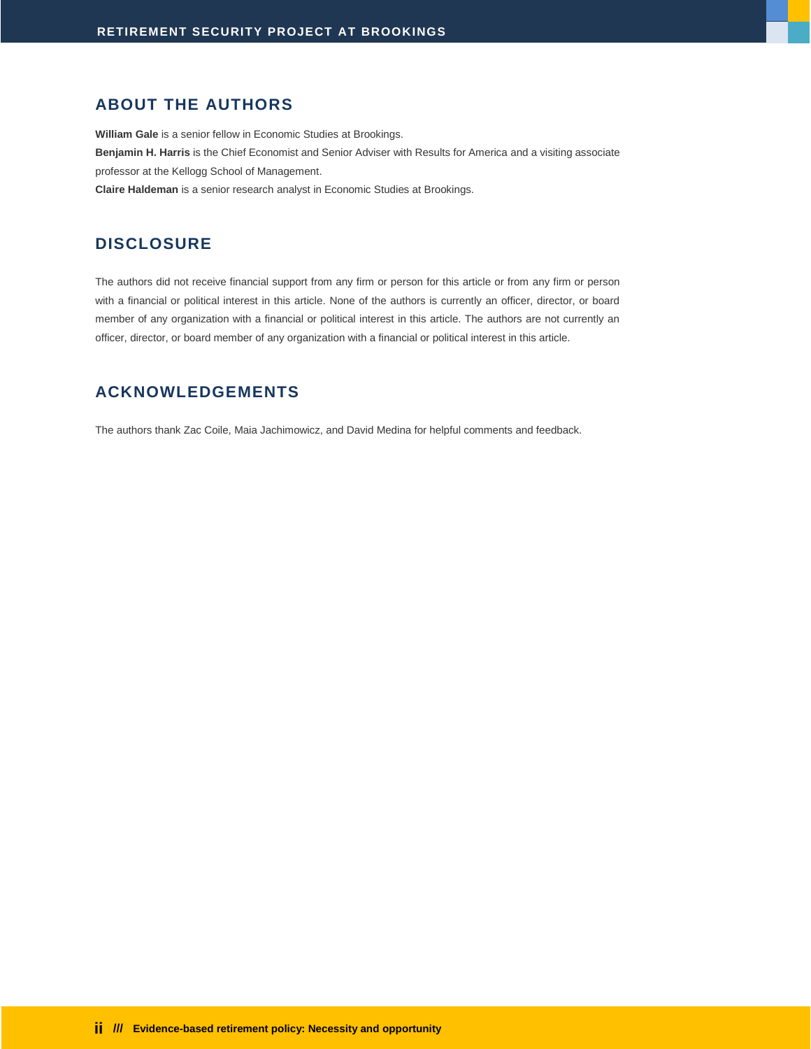## ABOUT THE AUTHORS

**William Gale** is a senior fellow in Economic Studies at Brookings.

**Benjamin H. Harris** is the Chief Economist and Senior Adviser with Results for America and a visiting associate professor at the Kellogg School of Management.

**Claire Haldeman** is a senior research analyst in Economic Studies at Brookings.

## DISCLOSURE

The authors did not receive financial support from any firm or person for this article or from any firm or person with a financial or political interest in this article. None of the authors is currently an officer, director, or board member of any organization with a financial or political interest in this article. The authors are not currently an officer, director, or board member of any organization with a financial or political interest in this article.

## ACKNOWLEDGEMENTS

The authors thank Zac Coile, Maia Jachimowicz, and David Medina for helpful comments and feedback.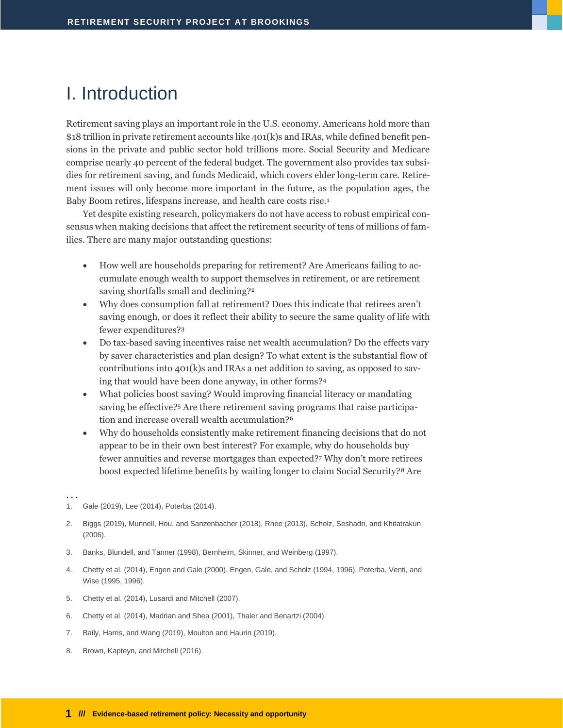# I. Introduction

Retirement saving plays an important role in the U.S. economy. Americans hold more than $18 trillion in private retirement accounts like 401(k)s and IRAs, while defined benefit pensions in the private and public sector hold trillions more. Social Security and Medicare comprise nearly 40 percent of the federal budget. The government also provides tax subsidies for retirement saving, and funds Medicaid, which covers elder long-term care. Retirement issues will only become more important in the future, as the population ages, the Baby Boom retires, lifespans increase, and health care costs rise.[1]

Yet despite existing research, policymakers do not have access to robust empirical consensus when making decisions that affect the retirement security of tens of millions of families. There are many major outstanding questions:

- How well are households preparing for retirement? Are Americans failing to accumulate enough wealth to support themselves in retirement, or are retirement saving shortfalls small and declining?[2]
- Why does consumption fall at retirement? Does this indicate that retirees aren't saving enough, or does it reflect their ability to secure the same quality of life with fewer expenditures?[3]
- Do tax-based saving incentives raise net wealth accumulation? Do the effects vary by saver characteristics and plan design? To what extent is the substantial flow of contributions into 401(k)s and IRAs a net addition to saving, as opposed to saving that would have been done anyway, in other forms?[4]
- What policies boost saving? Would improving financial literacy or mandating saving be effective?[5] Are there retirement saving programs that raise participation and increase overall wealth accumulation?[6]
- Why do households consistently make retirement financing decisions that do not appear to be in their own best interest? For example, why do households buy fewer annuities and reverse mortgages than expected?[7] Why don't more retirees boost expected lifetime benefits by waiting longer to claim Social Security?[8] Are

. . .

1. Gale (2019), Lee (2014), Poterba (2014).
2. Biggs (2019), Munnell, Hou, and Sanzenbacher (2018), Rhee (2013), Scholz, Seshadri, and Khitatrakun (2006).
3. Banks, Blundell, and Tanner (1998), Bernheim, Skinner, and Weinberg (1997).
4. Chetty et al. (2014), Engen and Gale (2000), Engen, Gale, and Scholz (1994, 1996), Poterba, Venti, and Wise (1995, 1996).
5. Chetty et al. (2014), Lusardi and Mitchell (2007).
6. Chetty et al. (2014), Madrian and Shea (2001), Thaler and Benartzi (2004).
7. Baily, Harris, and Wang (2019), Moulton and Haurin (2019).
8. Brown, Kapteyn, and Mitchell (2016).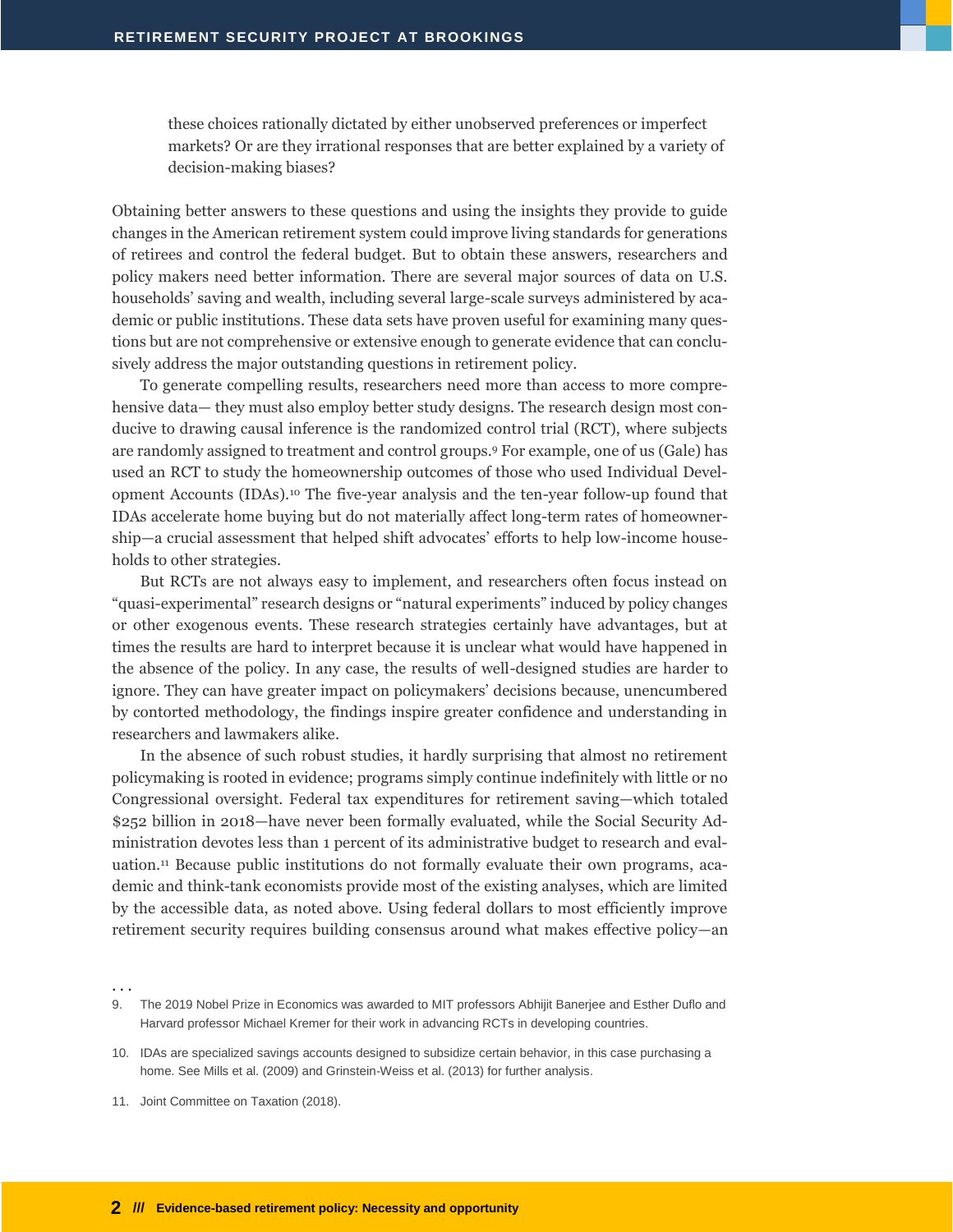these choices rationally dictated by either unobserved preferences or imperfect markets? Or are they irrational responses that are better explained by a variety of decision-making biases?

Obtaining better answers to these questions and using the insights they provide to guide changes in the American retirement system could improve living standards for generations of retirees and control the federal budget. But to obtain these answers, researchers and policy makers need better information. There are several major sources of data on U.S. households' saving and wealth, including several large-scale surveys administered by academic or public institutions. These data sets have proven useful for examining many questions but are not comprehensive or extensive enough to generate evidence that can conclusively address the major outstanding questions in retirement policy.

To generate compelling results, researchers need more than access to more comprehensive data— they must also employ better study designs. The research design most conducive to drawing causal inference is the randomized control trial (RCT), where subjects are randomly assigned to treatment and control groups.[9] For example, one of us (Gale) has used an RCT to study the homeownership outcomes of those who used Individual Development Accounts (IDAs).[10] The five-year analysis and the ten-year follow-up found that IDAs accelerate home buying but do not materially affect long-term rates of homeownership—a crucial assessment that helped shift advocates' efforts to help low-income households to other strategies.

But RCTs are not always easy to implement, and researchers often focus instead on "quasi-experimental" research designs or "natural experiments" induced by policy changes or other exogenous events. These research strategies certainly have advantages, but at times the results are hard to interpret because it is unclear what would have happened in the absence of the policy. In any case, the results of well-designed studies are harder to ignore. They can have greater impact on policymakers' decisions because, unencumbered by contorted methodology, the findings inspire greater confidence and understanding in researchers and lawmakers alike.

In the absence of such robust studies, it hardly surprising that almost no retirement policymaking is rooted in evidence; programs simply continue indefinitely with little or no Congressional oversight. Federal tax expenditures for retirement saving—which totaled $252 billion in 2018—have never been formally evaluated, while the Social Security Administration devotes less than 1 percent of its administrative budget to research and evaluation.[11] Because public institutions do not formally evaluate their own programs, academic and think-tank economists provide most of the existing analyses, which are limited by the accessible data, as noted above. Using federal dollars to most efficiently improve retirement security requires building consensus around what makes effective policy—an

. . .

9. The 2019 Nobel Prize in Economics was awarded to MIT professors Abhijit Banerjee and Esther Duflo and Harvard professor Michael Kremer for their work in advancing RCTs in developing countries.

10. IDAs are specialized savings accounts designed to subsidize certain behavior, in this case purchasing a home. See Mills et al. (2009) and Grinstein-Weiss et al. (2013) for further analysis.

11. Joint Committee on Taxation (2018).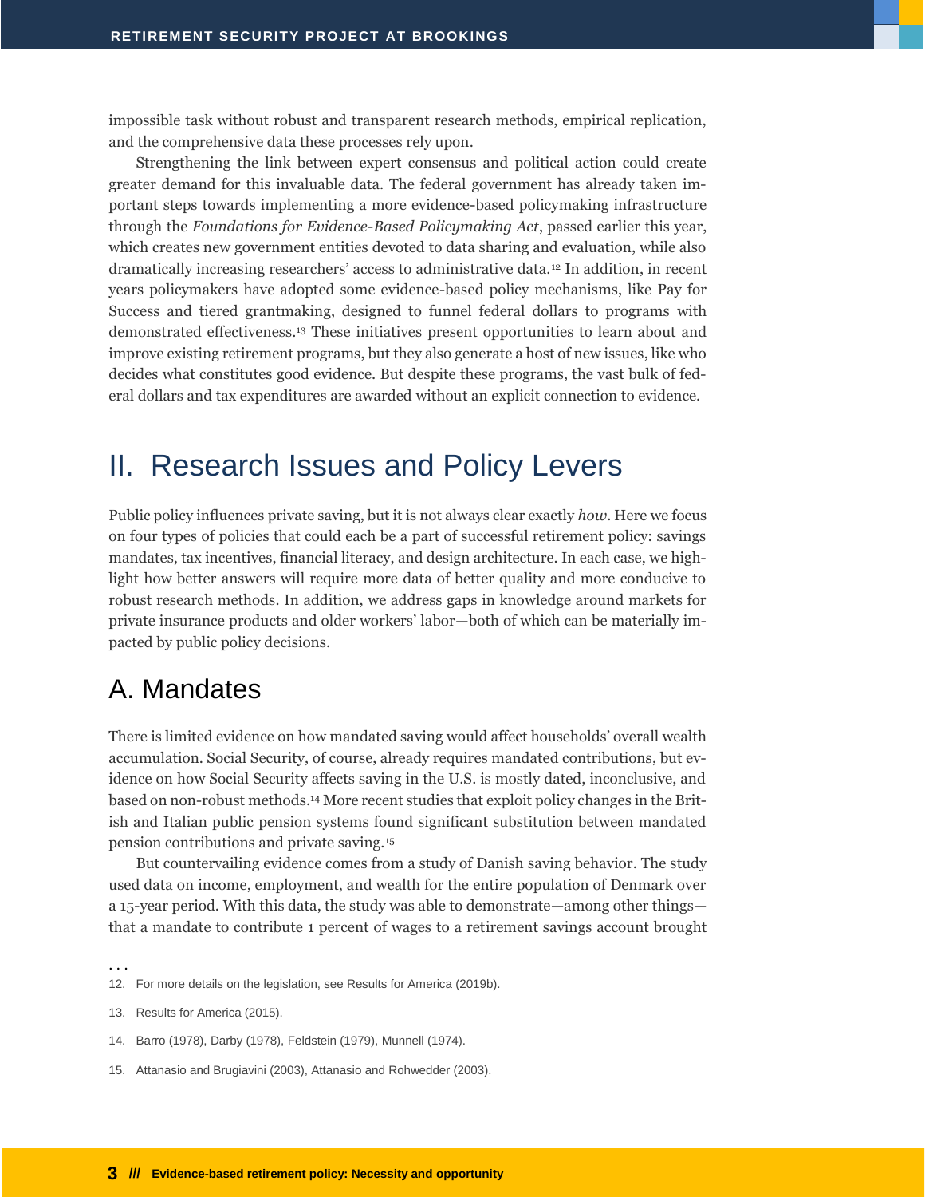impossible task without robust and transparent research methods, empirical replication, and the comprehensive data these processes rely upon.

Strengthening the link between expert consensus and political action could create greater demand for this invaluable data. The federal government has already taken important steps towards implementing a more evidence-based policymaking infrastructure through the *Foundations for Evidence-Based Policymaking Act*, passed earlier this year, which creates new government entities devoted to data sharing and evaluation, while also dramatically increasing researchers' access to administrative data.[12] In addition, in recent years policymakers have adopted some evidence-based policy mechanisms, like Pay for Success and tiered grantmaking, designed to funnel federal dollars to programs with demonstrated effectiveness.[13] These initiatives present opportunities to learn about and improve existing retirement programs, but they also generate a host of new issues, like who decides what constitutes good evidence. But despite these programs, the vast bulk of federal dollars and tax expenditures are awarded without an explicit connection to evidence.

# II. Research Issues and Policy Levers

Public policy influences private saving, but it is not always clear exactly *how*. Here we focus on four types of policies that could each be a part of successful retirement policy: savings mandates, tax incentives, financial literacy, and design architecture. In each case, we highlight how better answers will require more data of better quality and more conducive to robust research methods. In addition, we address gaps in knowledge around markets for private insurance products and older workers' labor—both of which can be materially impacted by public policy decisions.

## A. Mandates

There is limited evidence on how mandated saving would affect households' overall wealth accumulation. Social Security, of course, already requires mandated contributions, but evidence on how Social Security affects saving in the U.S. is mostly dated, inconclusive, and based on non-robust methods.[14] More recent studies that exploit policy changes in the British and Italian public pension systems found significant substitution between mandated pension contributions and private saving.[15]

But countervailing evidence comes from a study of Danish saving behavior. The study used data on income, employment, and wealth for the entire population of Denmark over a 15-year period. With this data, the study was able to demonstrate—among other things—that a mandate to contribute 1 percent of wages to a retirement savings account brought

. . .

12. For more details on the legislation, see Results for America (2019b).

13. Results for America (2015).

14. Barro (1978), Darby (1978), Feldstein (1979), Munnell (1974).

15. Attanasio and Brugiavini (2003), Attanasio and Rohwedder (2003).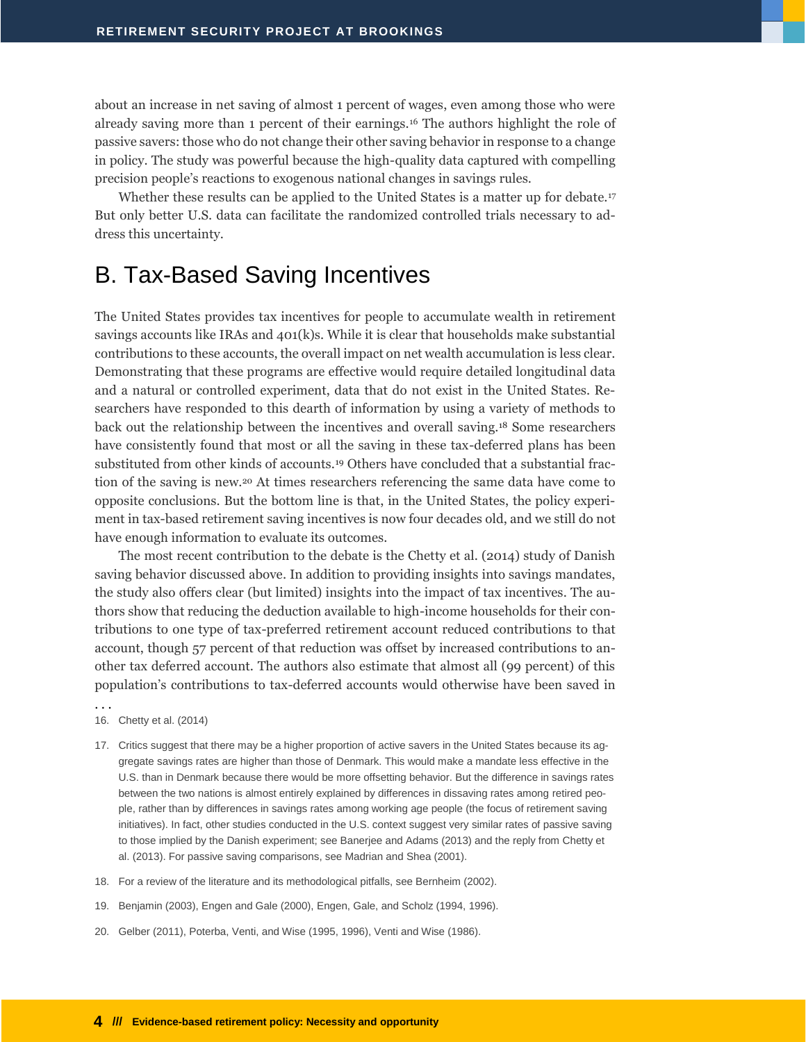about an increase in net saving of almost 1 percent of wages, even among those who were already saving more than 1 percent of their earnings.[16] The authors highlight the role of passive savers: those who do not change their other saving behavior in response to a change in policy. The study was powerful because the high-quality data captured with compelling precision people's reactions to exogenous national changes in savings rules.

Whether these results can be applied to the United States is a matter up for debate.[17] But only better U.S. data can facilitate the randomized controlled trials necessary to address this uncertainty.

## B. Tax-Based Saving Incentives

The United States provides tax incentives for people to accumulate wealth in retirement savings accounts like IRAs and 401(k)s. While it is clear that households make substantial contributions to these accounts, the overall impact on net wealth accumulation is less clear. Demonstrating that these programs are effective would require detailed longitudinal data and a natural or controlled experiment, data that do not exist in the United States. Researchers have responded to this dearth of information by using a variety of methods to back out the relationship between the incentives and overall saving.[18] Some researchers have consistently found that most or all the saving in these tax-deferred plans has been substituted from other kinds of accounts.[19] Others have concluded that a substantial fraction of the saving is new.[20] At times researchers referencing the same data have come to opposite conclusions. But the bottom line is that, in the United States, the policy experiment in tax-based retirement saving incentives is now four decades old, and we still do not have enough information to evaluate its outcomes.

The most recent contribution to the debate is the Chetty et al. (2014) study of Danish saving behavior discussed above. In addition to providing insights into savings mandates, the study also offers clear (but limited) insights into the impact of tax incentives. The authors show that reducing the deduction available to high-income households for their contributions to one type of tax-preferred retirement account reduced contributions to that account, though 57 percent of that reduction was offset by increased contributions to another tax deferred account. The authors also estimate that almost all (99 percent) of this population's contributions to tax-deferred accounts would otherwise have been saved in

. . .

16. Chetty et al. (2014)

17. Critics suggest that there may be a higher proportion of active savers in the United States because its aggregate savings rates are higher than those of Denmark. This would make a mandate less effective in the U.S. than in Denmark because there would be more offsetting behavior. But the difference in savings rates between the two nations is almost entirely explained by differences in dissaving rates among retired people, rather than by differences in savings rates among working age people (the focus of retirement saving initiatives). In fact, other studies conducted in the U.S. context suggest very similar rates of passive saving to those implied by the Danish experiment; see Banerjee and Adams (2013) and the reply from Chetty et al. (2013). For passive saving comparisons, see Madrian and Shea (2001).

18. For a review of the literature and its methodological pitfalls, see Bernheim (2002).

19. Benjamin (2003), Engen and Gale (2000), Engen, Gale, and Scholz (1994, 1996).

20. Gelber (2011), Poterba, Venti, and Wise (1995, 1996), Venti and Wise (1986).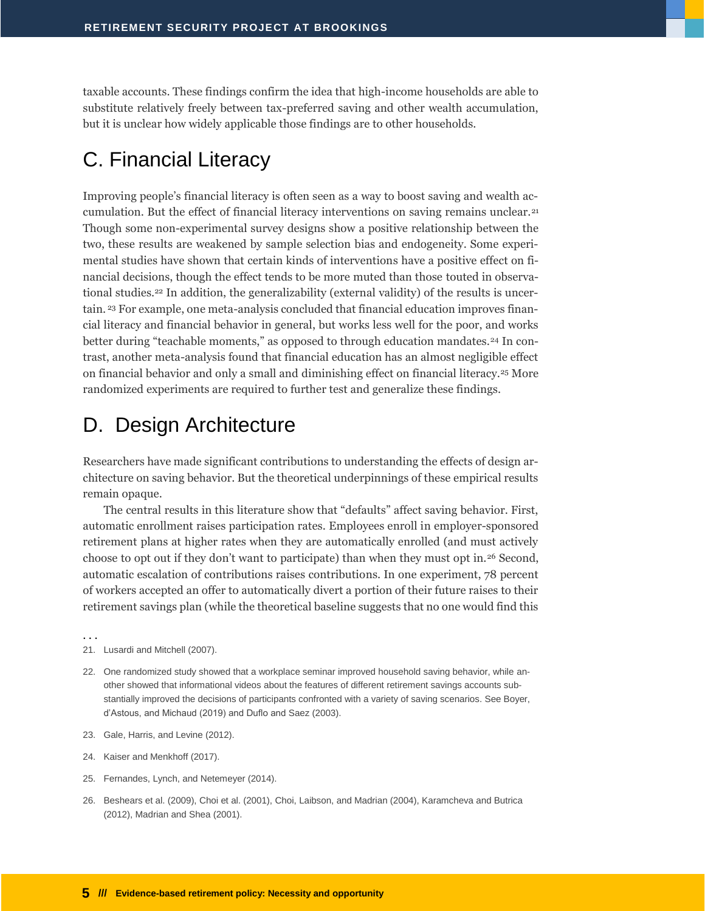taxable accounts. These findings confirm the idea that high-income households are able to substitute relatively freely between tax-preferred saving and other wealth accumulation, but it is unclear how widely applicable those findings are to other households.

## C. Financial Literacy

Improving people's financial literacy is often seen as a way to boost saving and wealth accumulation. But the effect of financial literacy interventions on saving remains unclear.[21] Though some non-experimental survey designs show a positive relationship between the two, these results are weakened by sample selection bias and endogeneity. Some experimental studies have shown that certain kinds of interventions have a positive effect on financial decisions, though the effect tends to be more muted than those touted in observational studies.[22] In addition, the generalizability (external validity) of the results is uncertain.[23] For example, one meta-analysis concluded that financial education improves financial literacy and financial behavior in general, but works less well for the poor, and works better during "teachable moments," as opposed to through education mandates.[24] In contrast, another meta-analysis found that financial education has an almost negligible effect on financial behavior and only a small and diminishing effect on financial literacy.[25] More randomized experiments are required to further test and generalize these findings.

## D. Design Architecture

Researchers have made significant contributions to understanding the effects of design architecture on saving behavior. But the theoretical underpinnings of these empirical results remain opaque.

The central results in this literature show that "defaults" affect saving behavior. First, automatic enrollment raises participation rates. Employees enroll in employer-sponsored retirement plans at higher rates when they are automatically enrolled (and must actively choose to opt out if they don't want to participate) than when they must opt in.[26] Second, automatic escalation of contributions raises contributions. In one experiment, 78 percent of workers accepted an offer to automatically divert a portion of their future raises to their retirement savings plan (while the theoretical baseline suggests that no one would find this

. . .

21. Lusardi and Mitchell (2007).

22. One randomized study showed that a workplace seminar improved household saving behavior, while another showed that informational videos about the features of different retirement savings accounts substantially improved the decisions of participants confronted with a variety of saving scenarios. See Boyer, d'Astous, and Michaud (2019) and Duflo and Saez (2003).

23. Gale, Harris, and Levine (2012).

24. Kaiser and Menkhoff (2017).

25. Fernandes, Lynch, and Netemeyer (2014).

26. Beshears et al. (2009), Choi et al. (2001), Choi, Laibson, and Madrian (2004), Karamcheva and Butrica (2012), Madrian and Shea (2001).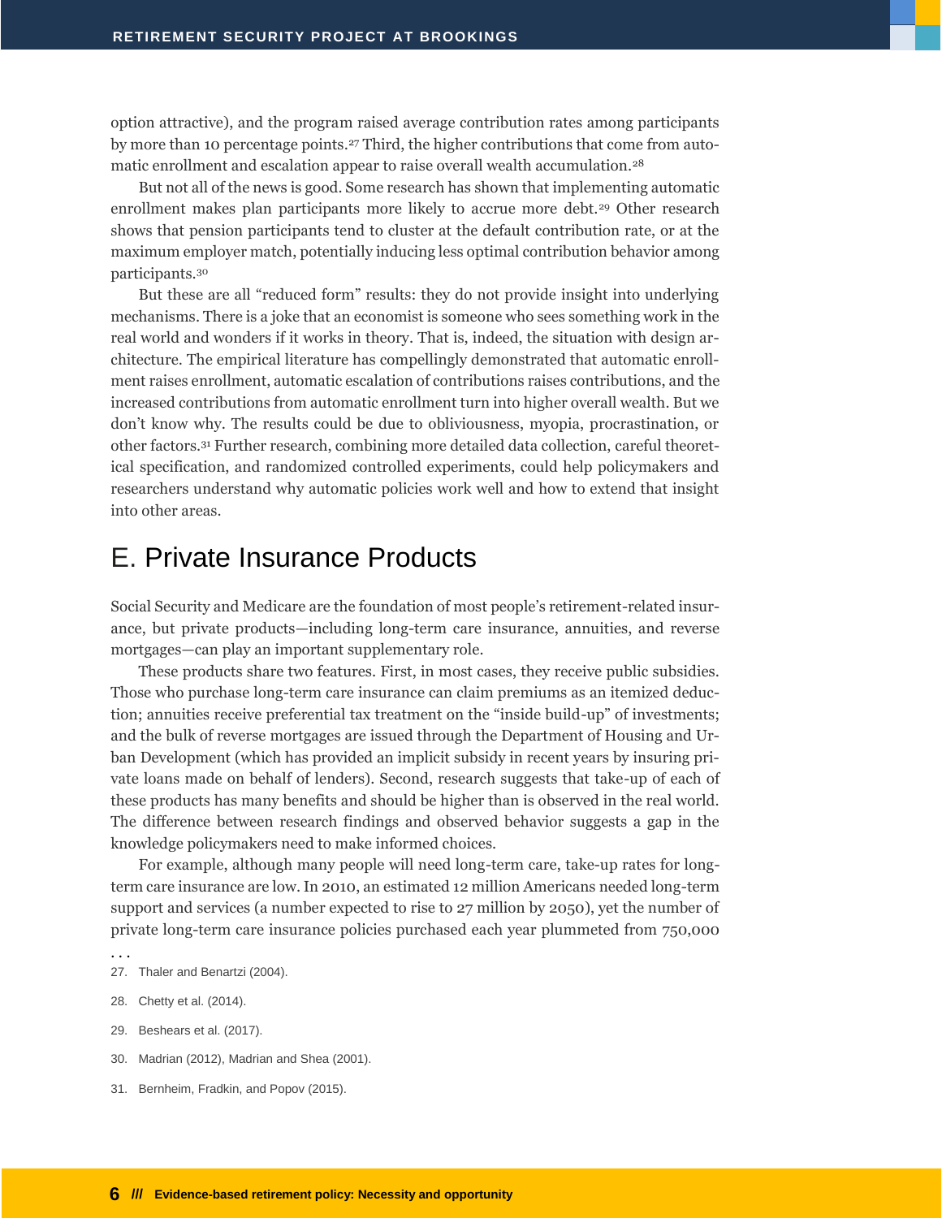option attractive), and the program raised average contribution rates among participants by more than 10 percentage points.[27] Third, the higher contributions that come from automatic enrollment and escalation appear to raise overall wealth accumulation.[28]

But not all of the news is good. Some research has shown that implementing automatic enrollment makes plan participants more likely to accrue more debt.[29] Other research shows that pension participants tend to cluster at the default contribution rate, or at the maximum employer match, potentially inducing less optimal contribution behavior among participants.[30]

But these are all "reduced form" results: they do not provide insight into underlying mechanisms. There is a joke that an economist is someone who sees something work in the real world and wonders if it works in theory. That is, indeed, the situation with design architecture. The empirical literature has compellingly demonstrated that automatic enrollment raises enrollment, automatic escalation of contributions raises contributions, and the increased contributions from automatic enrollment turn into higher overall wealth. But we don't know why. The results could be due to obliviousness, myopia, procrastination, or other factors.[31] Further research, combining more detailed data collection, careful theoretical specification, and randomized controlled experiments, could help policymakers and researchers understand why automatic policies work well and how to extend that insight into other areas.

## E. Private Insurance Products

Social Security and Medicare are the foundation of most people's retirement-related insurance, but private products—including long-term care insurance, annuities, and reverse mortgages—can play an important supplementary role.

These products share two features. First, in most cases, they receive public subsidies. Those who purchase long-term care insurance can claim premiums as an itemized deduction; annuities receive preferential tax treatment on the "inside build-up" of investments; and the bulk of reverse mortgages are issued through the Department of Housing and Urban Development (which has provided an implicit subsidy in recent years by insuring private loans made on behalf of lenders). Second, research suggests that take-up of each of these products has many benefits and should be higher than is observed in the real world. The difference between research findings and observed behavior suggests a gap in the knowledge policymakers need to make informed choices.

For example, although many people will need long-term care, take-up rates for long-term care insurance are low. In 2010, an estimated 12 million Americans needed long-term support and services (a number expected to rise to 27 million by 2050), yet the number of private long-term care insurance policies purchased each year plummeted from 750,000

. . .

27. Thaler and Benartzi (2004).

28. Chetty et al. (2014).

29. Beshears et al. (2017).

30. Madrian (2012), Madrian and Shea (2001).

31. Bernheim, Fradkin, and Popov (2015).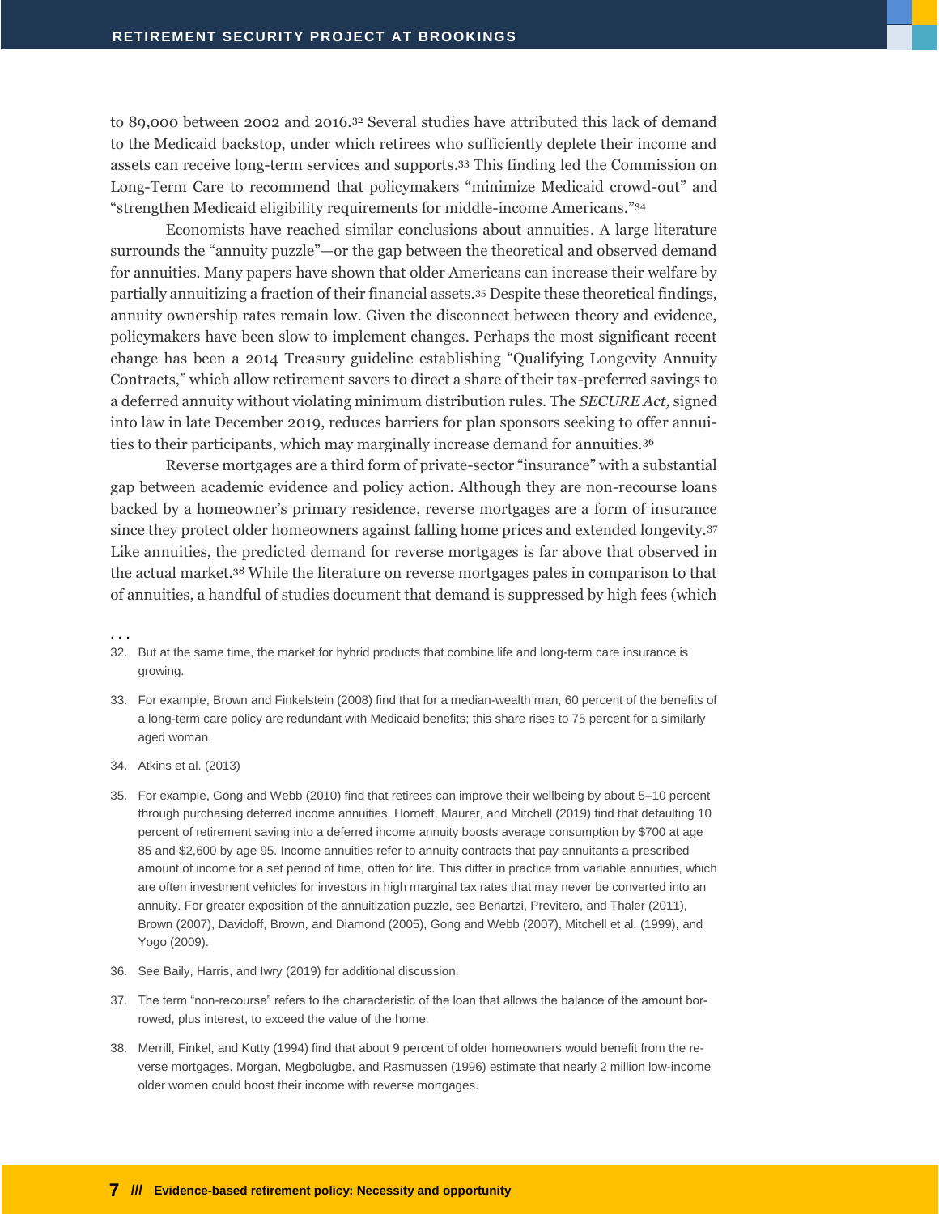to 89,000 between 2002 and 2016.[32] Several studies have attributed this lack of demand to the Medicaid backstop, under which retirees who sufficiently deplete their income and assets can receive long-term services and supports.[33] This finding led the Commission on Long-Term Care to recommend that policymakers "minimize Medicaid crowd-out" and "strengthen Medicaid eligibility requirements for middle-income Americans."[34]

Economists have reached similar conclusions about annuities. A large literature surrounds the "annuity puzzle"—or the gap between the theoretical and observed demand for annuities. Many papers have shown that older Americans can increase their welfare by partially annuitizing a fraction of their financial assets.[35] Despite these theoretical findings, annuity ownership rates remain low. Given the disconnect between theory and evidence, policymakers have been slow to implement changes. Perhaps the most significant recent change has been a 2014 Treasury guideline establishing "Qualifying Longevity Annuity Contracts," which allow retirement savers to direct a share of their tax-preferred savings to a deferred annuity without violating minimum distribution rules. The *SECURE Act,* signed into law in late December 2019, reduces barriers for plan sponsors seeking to offer annuities to their participants, which may marginally increase demand for annuities.[36]

Reverse mortgages are a third form of private-sector "insurance" with a substantial gap between academic evidence and policy action. Although they are non-recourse loans backed by a homeowner's primary residence, reverse mortgages are a form of insurance since they protect older homeowners against falling home prices and extended longevity.[37] Like annuities, the predicted demand for reverse mortgages is far above that observed in the actual market.[38] While the literature on reverse mortgages pales in comparison to that of annuities, a handful of studies document that demand is suppressed by high fees (which

. . .

32. But at the same time, the market for hybrid products that combine life and long-term care insurance is growing.

33. For example, Brown and Finkelstein (2008) find that for a median-wealth man, 60 percent of the benefits of a long-term care policy are redundant with Medicaid benefits; this share rises to 75 percent for a similarly aged woman.

34. Atkins et al. (2013)

35. For example, Gong and Webb (2010) find that retirees can improve their wellbeing by about 5–10 percent through purchasing deferred income annuities. Horneff, Maurer, and Mitchell (2019) find that defaulting 10 percent of retirement saving into a deferred income annuity boosts average consumption by $700 at age 85 and $2,600 by age 95. Income annuities refer to annuity contracts that pay annuitants a prescribed amount of income for a set period of time, often for life. This differ in practice from variable annuities, which are often investment vehicles for investors in high marginal tax rates that may never be converted into an annuity. For greater exposition of the annuitization puzzle, see Benartzi, Previtero, and Thaler (2011), Brown (2007), Davidoff, Brown, and Diamond (2005), Gong and Webb (2007), Mitchell et al. (1999), and Yogo (2009).

36. See Baily, Harris, and Iwry (2019) for additional discussion.

37. The term "non-recourse" refers to the characteristic of the loan that allows the balance of the amount borrowed, plus interest, to exceed the value of the home.

38. Merrill, Finkel, and Kutty (1994) find that about 9 percent of older homeowners would benefit from the reverse mortgages. Morgan, Megbolugbe, and Rasmussen (1996) estimate that nearly 2 million low-income older women could boost their income with reverse mortgages.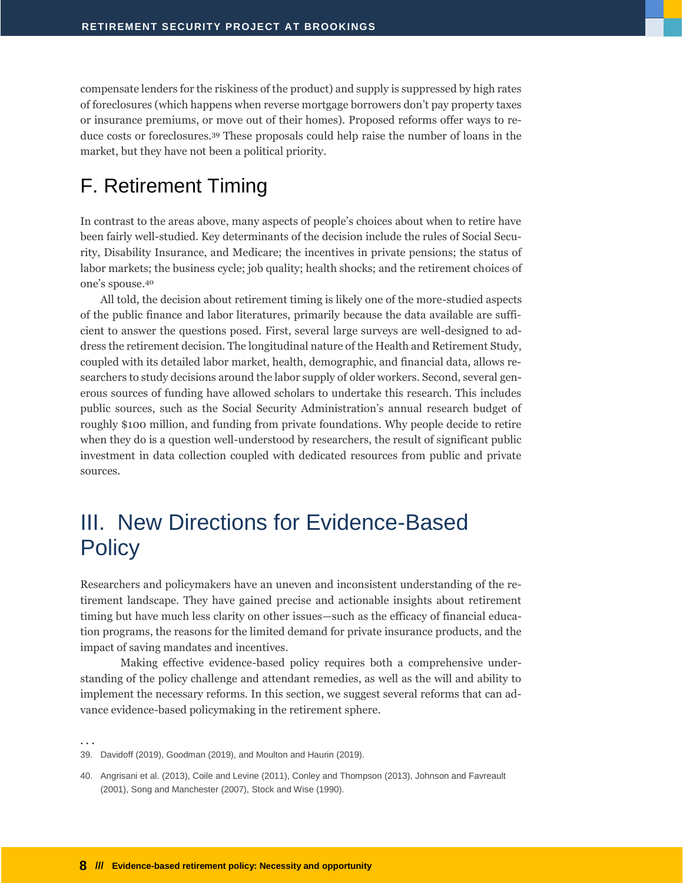compensate lenders for the riskiness of the product) and supply is suppressed by high rates of foreclosures (which happens when reverse mortgage borrowers don't pay property taxes or insurance premiums, or move out of their homes). Proposed reforms offer ways to reduce costs or foreclosures.[39] These proposals could help raise the number of loans in the market, but they have not been a political priority.

## F. Retirement Timing

In contrast to the areas above, many aspects of people's choices about when to retire have been fairly well-studied. Key determinants of the decision include the rules of Social Security, Disability Insurance, and Medicare; the incentives in private pensions; the status of labor markets; the business cycle; job quality; health shocks; and the retirement choices of one's spouse.[40]

All told, the decision about retirement timing is likely one of the more-studied aspects of the public finance and labor literatures, primarily because the data available are sufficient to answer the questions posed. First, several large surveys are well-designed to address the retirement decision. The longitudinal nature of the Health and Retirement Study, coupled with its detailed labor market, health, demographic, and financial data, allows researchers to study decisions around the labor supply of older workers. Second, several generous sources of funding have allowed scholars to undertake this research. This includes public sources, such as the Social Security Administration's annual research budget of roughly $100 million, and funding from private foundations. Why people decide to retire when they do is a question well-understood by researchers, the result of significant public investment in data collection coupled with dedicated resources from public and private sources.

# III. New Directions for Evidence-Based Policy

Researchers and policymakers have an uneven and inconsistent understanding of the retirement landscape. They have gained precise and actionable insights about retirement timing but have much less clarity on other issues—such as the efficacy of financial education programs, the reasons for the limited demand for private insurance products, and the impact of saving mandates and incentives.

Making effective evidence-based policy requires both a comprehensive understanding of the policy challenge and attendant remedies, as well as the will and ability to implement the necessary reforms. In this section, we suggest several reforms that can advance evidence-based policymaking in the retirement sphere.

. . .

39. Davidoff (2019), Goodman (2019), and Moulton and Haurin (2019).

40. Angrisani et al. (2013), Coile and Levine (2011), Conley and Thompson (2013), Johnson and Favreault (2001), Song and Manchester (2007), Stock and Wise (1990).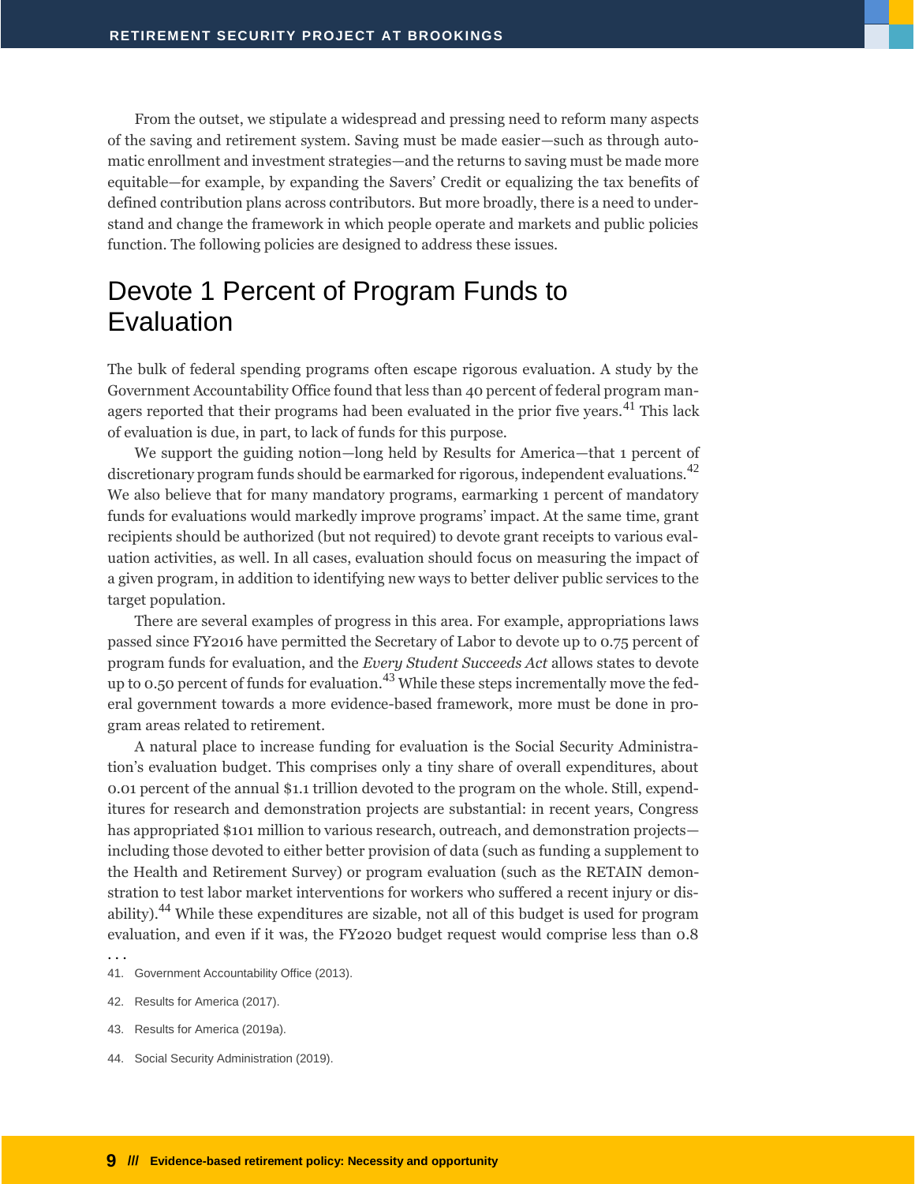From the outset, we stipulate a widespread and pressing need to reform many aspects of the saving and retirement system. Saving must be made easier—such as through automatic enrollment and investment strategies—and the returns to saving must be made more equitable—for example, by expanding the Savers' Credit or equalizing the tax benefits of defined contribution plans across contributors. But more broadly, there is a need to understand and change the framework in which people operate and markets and public policies function. The following policies are designed to address these issues.

## Devote 1 Percent of Program Funds to Evaluation

The bulk of federal spending programs often escape rigorous evaluation. A study by the Government Accountability Office found that less than 40 percent of federal program managers reported that their programs had been evaluated in the prior five years.[41] This lack of evaluation is due, in part, to lack of funds for this purpose.

We support the guiding notion—long held by Results for America—that 1 percent of discretionary program funds should be earmarked for rigorous, independent evaluations.[42] We also believe that for many mandatory programs, earmarking 1 percent of mandatory funds for evaluations would markedly improve programs' impact. At the same time, grant recipients should be authorized (but not required) to devote grant receipts to various evaluation activities, as well. In all cases, evaluation should focus on measuring the impact of a given program, in addition to identifying new ways to better deliver public services to the target population.

There are several examples of progress in this area. For example, appropriations laws passed since FY2016 have permitted the Secretary of Labor to devote up to 0.75 percent of program funds for evaluation, and the *Every Student Succeeds Act* allows states to devote up to 0.50 percent of funds for evaluation.[43] While these steps incrementally move the federal government towards a more evidence-based framework, more must be done in program areas related to retirement.

A natural place to increase funding for evaluation is the Social Security Administration's evaluation budget. This comprises only a tiny share of overall expenditures, about 0.01 percent of the annual $1.1 trillion devoted to the program on the whole. Still, expenditures for research and demonstration projects are substantial: in recent years, Congress has appropriated $101 million to various research, outreach, and demonstration projects—including those devoted to either better provision of data (such as funding a supplement to the Health and Retirement Survey) or program evaluation (such as the RETAIN demonstration to test labor market interventions for workers who suffered a recent injury or disability).[44] While these expenditures are sizable, not all of this budget is used for program evaluation, and even if it was, the FY2020 budget request would comprise less than 0.8

. . .

41. Government Accountability Office (2013).

42. Results for America (2017).

43. Results for America (2019a).

44. Social Security Administration (2019).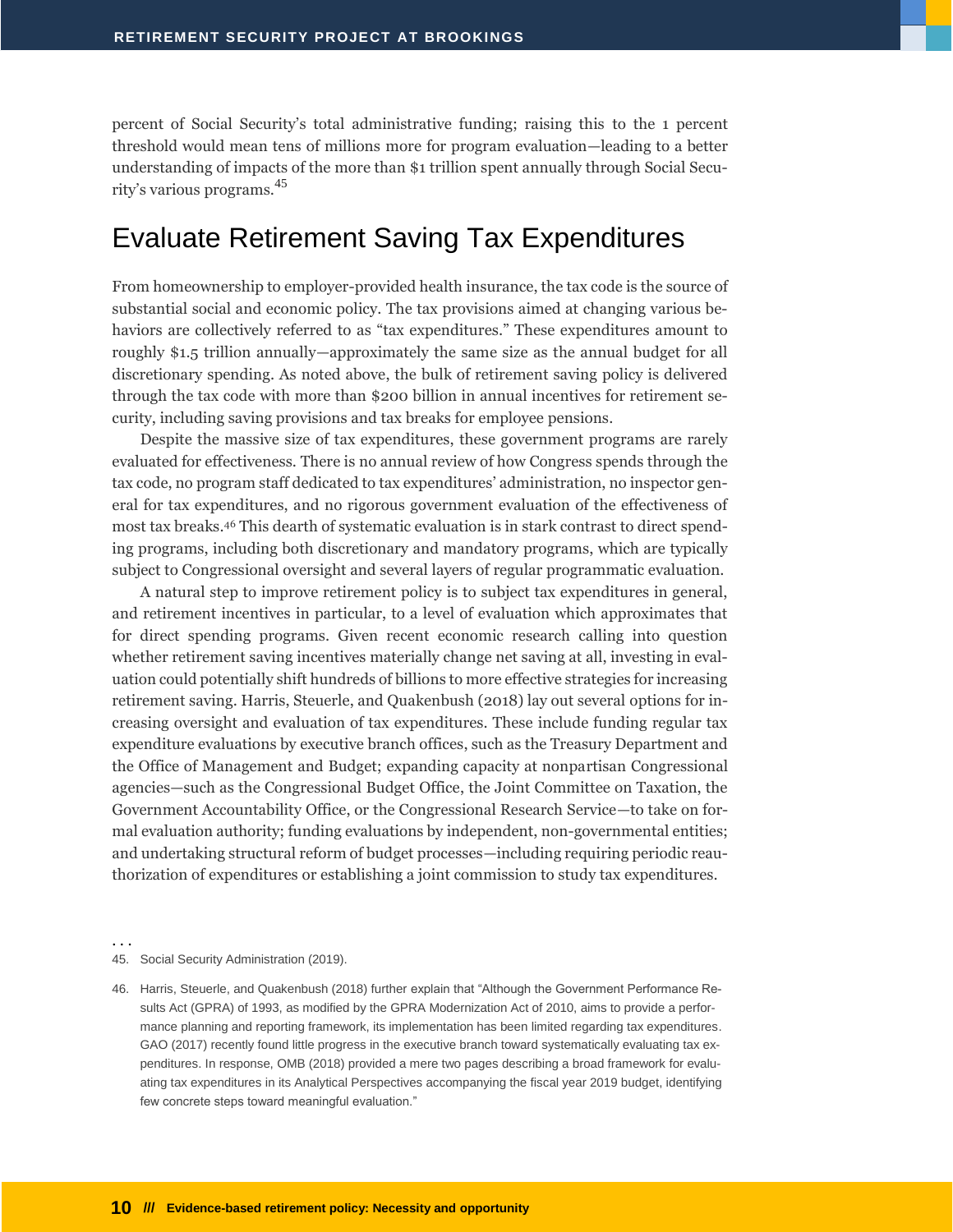percent of Social Security's total administrative funding; raising this to the 1 percent threshold would mean tens of millions more for program evaluation—leading to a better understanding of impacts of the more than $1 trillion spent annually through Social Security's various programs.[45]

## Evaluate Retirement Saving Tax Expenditures

From homeownership to employer-provided health insurance, the tax code is the source of substantial social and economic policy. The tax provisions aimed at changing various behaviors are collectively referred to as "tax expenditures." These expenditures amount to roughly $1.5 trillion annually—approximately the same size as the annual budget for all discretionary spending. As noted above, the bulk of retirement saving policy is delivered through the tax code with more than $200 billion in annual incentives for retirement security, including saving provisions and tax breaks for employee pensions.

Despite the massive size of tax expenditures, these government programs are rarely evaluated for effectiveness. There is no annual review of how Congress spends through the tax code, no program staff dedicated to tax expenditures' administration, no inspector general for tax expenditures, and no rigorous government evaluation of the effectiveness of most tax breaks.[46] This dearth of systematic evaluation is in stark contrast to direct spending programs, including both discretionary and mandatory programs, which are typically subject to Congressional oversight and several layers of regular programmatic evaluation.

A natural step to improve retirement policy is to subject tax expenditures in general, and retirement incentives in particular, to a level of evaluation which approximates that for direct spending programs. Given recent economic research calling into question whether retirement saving incentives materially change net saving at all, investing in evaluation could potentially shift hundreds of billions to more effective strategies for increasing retirement saving. Harris, Steuerle, and Quakenbush (2018) lay out several options for increasing oversight and evaluation of tax expenditures. These include funding regular tax expenditure evaluations by executive branch offices, such as the Treasury Department and the Office of Management and Budget; expanding capacity at nonpartisan Congressional agencies—such as the Congressional Budget Office, the Joint Committee on Taxation, the Government Accountability Office, or the Congressional Research Service—to take on formal evaluation authority; funding evaluations by independent, non-governmental entities; and undertaking structural reform of budget processes—including requiring periodic reauthorization of expenditures or establishing a joint commission to study tax expenditures.

. . .

45. Social Security Administration (2019).

46. Harris, Steuerle, and Quakenbush (2018) further explain that "Although the Government Performance Results Act (GPRA) of 1993, as modified by the GPRA Modernization Act of 2010, aims to provide a performance planning and reporting framework, its implementation has been limited regarding tax expenditures. GAO (2017) recently found little progress in the executive branch toward systematically evaluating tax expenditures. In response, OMB (2018) provided a mere two pages describing a broad framework for evaluating tax expenditures in its Analytical Perspectives accompanying the fiscal year 2019 budget, identifying few concrete steps toward meaningful evaluation."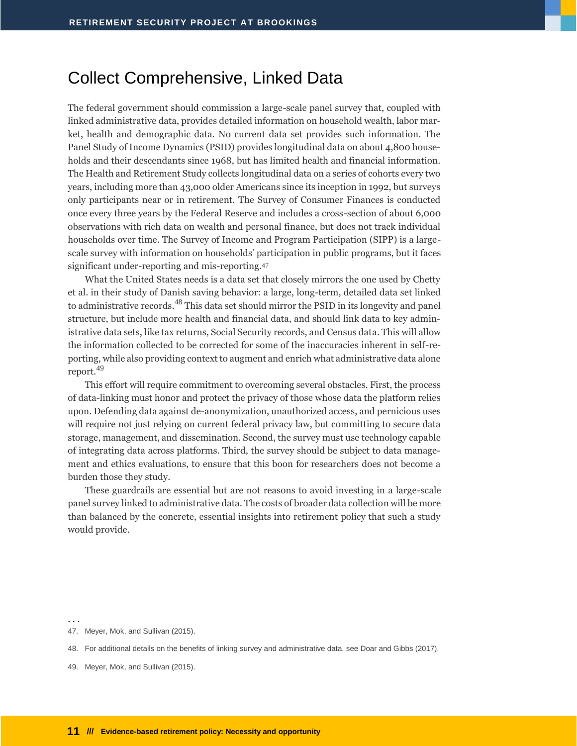## Collect Comprehensive, Linked Data

The federal government should commission a large-scale panel survey that, coupled with linked administrative data, provides detailed information on household wealth, labor market, health and demographic data. No current data set provides such information. The Panel Study of Income Dynamics (PSID) provides longitudinal data on about 4,800 households and their descendants since 1968, but has limited health and financial information. The Health and Retirement Study collects longitudinal data on a series of cohorts every two years, including more than 43,000 older Americans since its inception in 1992, but surveys only participants near or in retirement. The Survey of Consumer Finances is conducted once every three years by the Federal Reserve and includes a cross-section of about 6,000 observations with rich data on wealth and personal finance, but does not track individual households over time. The Survey of Income and Program Participation (SIPP) is a large-scale survey with information on households' participation in public programs, but it faces significant under-reporting and mis-reporting.[47]

What the United States needs is a data set that closely mirrors the one used by Chetty et al. in their study of Danish saving behavior: a large, long-term, detailed data set linked to administrative records.[48] This data set should mirror the PSID in its longevity and panel structure, but include more health and financial data, and should link data to key administrative data sets, like tax returns, Social Security records, and Census data. This will allow the information collected to be corrected for some of the inaccuracies inherent in self-reporting, while also providing context to augment and enrich what administrative data alone report.[49]

This effort will require commitment to overcoming several obstacles. First, the process of data-linking must honor and protect the privacy of those whose data the platform relies upon. Defending data against de-anonymization, unauthorized access, and pernicious uses will require not just relying on current federal privacy law, but committing to secure data storage, management, and dissemination. Second, the survey must use technology capable of integrating data across platforms. Third, the survey should be subject to data management and ethics evaluations, to ensure that this boon for researchers does not become a burden those they study.

These guardrails are essential but are not reasons to avoid investing in a large-scale panel survey linked to administrative data. The costs of broader data collection will be more than balanced by the concrete, essential insights into retirement policy that such a study would provide.

...

47. Meyer, Mok, and Sullivan (2015).

48. For additional details on the benefits of linking survey and administrative data, see Doar and Gibbs (2017).

49. Meyer, Mok, and Sullivan (2015).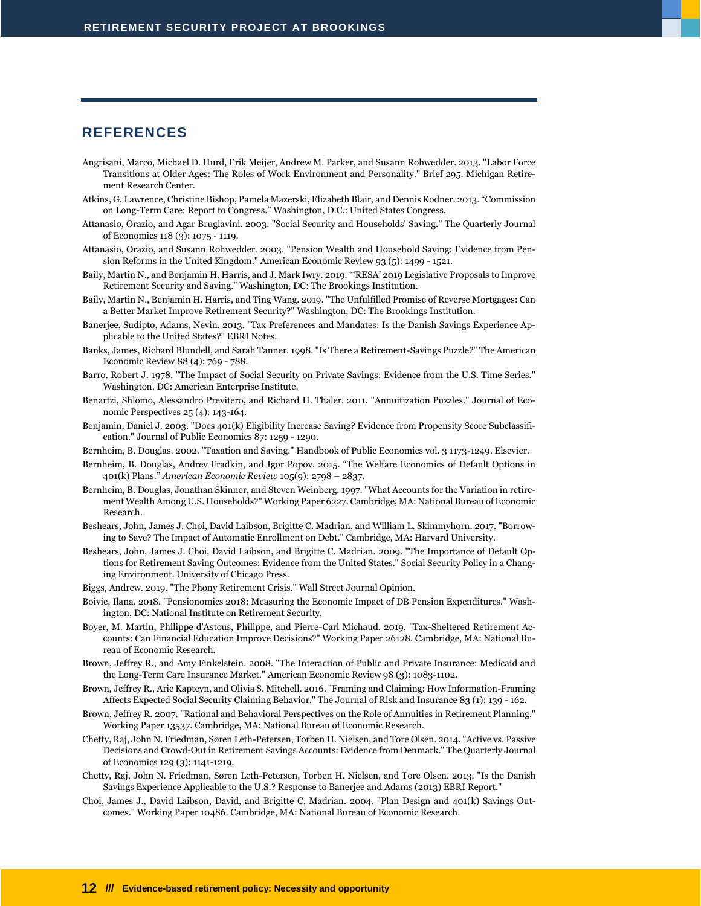## REFERENCES

Angrisani, Marco, Michael D. Hurd, Erik Meijer, Andrew M. Parker, and Susann Rohwedder. 2013. "Labor Force Transitions at Older Ages: The Roles of Work Environment and Personality." Brief 295. Michigan Retirement Research Center.

Atkins, G. Lawrence, Christine Bishop, Pamela Mazerski, Elizabeth Blair, and Dennis Kodner. 2013. "Commission on Long-Term Care: Report to Congress." Washington, D.C.: United States Congress.

Attanasio, Orazio, and Agar Brugiavini. 2003. "Social Security and Households' Saving." The Quarterly Journal of Economics 118 (3): 1075 - 1119.

Attanasio, Orazio, and Susann Rohwedder. 2003. "Pension Wealth and Household Saving: Evidence from Pension Reforms in the United Kingdom." American Economic Review 93 (5): 1499 - 1521.

Baily, Martin N., and Benjamin H. Harris, and J. Mark Iwry. 2019. "'RESA' 2019 Legislative Proposals to Improve Retirement Security and Saving." Washington, DC: The Brookings Institution.

Baily, Martin N., Benjamin H. Harris, and Ting Wang. 2019. "The Unfulfilled Promise of Reverse Mortgages: Can a Better Market Improve Retirement Security?" Washington, DC: The Brookings Institution.

Banerjee, Sudipto, Adams, Nevin. 2013. "Tax Preferences and Mandates: Is the Danish Savings Experience Applicable to the United States?" EBRI Notes.

Banks, James, Richard Blundell, and Sarah Tanner. 1998. "Is There a Retirement-Savings Puzzle?" The American Economic Review 88 (4): 769 - 788.

Barro, Robert J. 1978. "The Impact of Social Security on Private Savings: Evidence from the U.S. Time Series." Washington, DC: American Enterprise Institute.

Benartzi, Shlomo, Alessandro Previtero, and Richard H. Thaler. 2011. "Annuitization Puzzles." Journal of Economic Perspectives 25 (4): 143-164.

Benjamin, Daniel J. 2003. "Does 401(k) Eligibility Increase Saving? Evidence from Propensity Score Subclassification." Journal of Public Economics 87: 1259 - 1290.

Bernheim, B. Douglas. 2002. "Taxation and Saving." Handbook of Public Economics vol. 3 1173-1249. Elsevier.

Bernheim, B. Douglas, Andrey Fradkin, and Igor Popov. 2015. "The Welfare Economics of Default Options in 401(k) Plans." *American Economic Review* 105(9): 2798 – 2837.

Bernheim, B. Douglas, Jonathan Skinner, and Steven Weinberg. 1997. "What Accounts for the Variation in retirement Wealth Among U.S. Households?" Working Paper 6227. Cambridge, MA: National Bureau of Economic Research.

Beshears, John, James J. Choi, David Laibson, Brigitte C. Madrian, and William L. Skimmyhorn. 2017. "Borrowing to Save? The Impact of Automatic Enrollment on Debt." Cambridge, MA: Harvard University.

Beshears, John, James J. Choi, David Laibson, and Brigitte C. Madrian. 2009. "The Importance of Default Options for Retirement Saving Outcomes: Evidence from the United States." Social Security Policy in a Changing Environment. University of Chicago Press.

Biggs, Andrew. 2019. "The Phony Retirement Crisis." Wall Street Journal Opinion.

Boivie, Ilana. 2018. "Pensionomics 2018: Measuring the Economic Impact of DB Pension Expenditures." Washington, DC: National Institute on Retirement Security.

Boyer, M. Martin, Philippe d'Astous, Philippe, and Pierre-Carl Michaud. 2019. "Tax-Sheltered Retirement Accounts: Can Financial Education Improve Decisions?" Working Paper 26128. Cambridge, MA: National Bureau of Economic Research.

Brown, Jeffrey R., and Amy Finkelstein. 2008. "The Interaction of Public and Private Insurance: Medicaid and the Long-Term Care Insurance Market." American Economic Review 98 (3): 1083-1102.

Brown, Jeffrey R., Arie Kapteyn, and Olivia S. Mitchell. 2016. "Framing and Claiming: How Information-Framing Affects Expected Social Security Claiming Behavior." The Journal of Risk and Insurance 83 (1): 139 - 162.

Brown, Jeffrey R. 2007. "Rational and Behavioral Perspectives on the Role of Annuities in Retirement Planning." Working Paper 13537. Cambridge, MA: National Bureau of Economic Research.

Chetty, Raj, John N. Friedman, Søren Leth-Petersen, Torben H. Nielsen, and Tore Olsen. 2014. "Active vs. Passive Decisions and Crowd-Out in Retirement Savings Accounts: Evidence from Denmark." The Quarterly Journal of Economics 129 (3): 1141-1219.

Chetty, Raj, John N. Friedman, Søren Leth-Petersen, Torben H. Nielsen, and Tore Olsen. 2013. "Is the Danish Savings Experience Applicable to the U.S.? Response to Banerjee and Adams (2013) EBRI Report."

Choi, James J., David Laibson, David, and Brigitte C. Madrian. 2004. "Plan Design and 401(k) Savings Outcomes." Working Paper 10486. Cambridge, MA: National Bureau of Economic Research.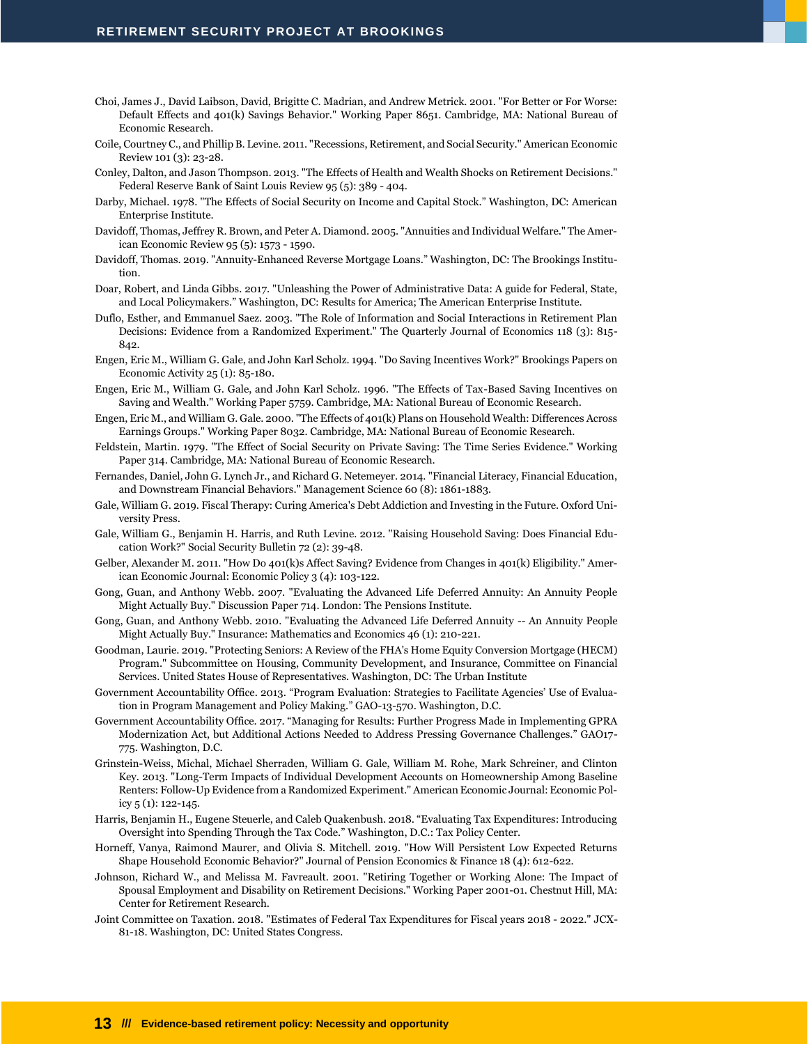Choi, James J., David Laibson, David, Brigitte C. Madrian, and Andrew Metrick. 2001. "For Better or For Worse: Default Effects and 401(k) Savings Behavior." Working Paper 8651. Cambridge, MA: National Bureau of Economic Research.

Coile, Courtney C., and Phillip B. Levine. 2011. "Recessions, Retirement, and Social Security." American Economic Review 101 (3): 23-28.

Conley, Dalton, and Jason Thompson. 2013. "The Effects of Health and Wealth Shocks on Retirement Decisions." Federal Reserve Bank of Saint Louis Review 95 (5): 389 - 404.

Darby, Michael. 1978. "The Effects of Social Security on Income and Capital Stock." Washington, DC: American Enterprise Institute.

Davidoff, Thomas, Jeffrey R. Brown, and Peter A. Diamond. 2005. "Annuities and Individual Welfare." The American Economic Review 95 (5): 1573 - 1590.

Davidoff, Thomas. 2019. "Annuity-Enhanced Reverse Mortgage Loans." Washington, DC: The Brookings Institution.

Doar, Robert, and Linda Gibbs. 2017. "Unleashing the Power of Administrative Data: A guide for Federal, State, and Local Policymakers." Washington, DC: Results for America; The American Enterprise Institute.

Duflo, Esther, and Emmanuel Saez. 2003. "The Role of Information and Social Interactions in Retirement Plan Decisions: Evidence from a Randomized Experiment." The Quarterly Journal of Economics 118 (3): 815-842.

Engen, Eric M., William G. Gale, and John Karl Scholz. 1994. "Do Saving Incentives Work?" Brookings Papers on Economic Activity 25 (1): 85-180.

Engen, Eric M., William G. Gale, and John Karl Scholz. 1996. "The Effects of Tax-Based Saving Incentives on Saving and Wealth." Working Paper 5759. Cambridge, MA: National Bureau of Economic Research.

Engen, Eric M., and William G. Gale. 2000. "The Effects of 401(k) Plans on Household Wealth: Differences Across Earnings Groups." Working Paper 8032. Cambridge, MA: National Bureau of Economic Research.

Feldstein, Martin. 1979. "The Effect of Social Security on Private Saving: The Time Series Evidence." Working Paper 314. Cambridge, MA: National Bureau of Economic Research.

Fernandes, Daniel, John G. Lynch Jr., and Richard G. Netemeyer. 2014. "Financial Literacy, Financial Education, and Downstream Financial Behaviors." Management Science 60 (8): 1861-1883.

Gale, William G. 2019. Fiscal Therapy: Curing America's Debt Addiction and Investing in the Future. Oxford University Press.

Gale, William G., Benjamin H. Harris, and Ruth Levine. 2012. "Raising Household Saving: Does Financial Education Work?" Social Security Bulletin 72 (2): 39-48.

Gelber, Alexander M. 2011. "How Do 401(k)s Affect Saving? Evidence from Changes in 401(k) Eligibility." American Economic Journal: Economic Policy 3 (4): 103-122.

Gong, Guan, and Anthony Webb. 2007. "Evaluating the Advanced Life Deferred Annuity: An Annuity People Might Actually Buy." Discussion Paper 714. London: The Pensions Institute.

Gong, Guan, and Anthony Webb. 2010. "Evaluating the Advanced Life Deferred Annuity -- An Annuity People Might Actually Buy." Insurance: Mathematics and Economics 46 (1): 210-221.

Goodman, Laurie. 2019. "Protecting Seniors: A Review of the FHA's Home Equity Conversion Mortgage (HECM) Program." Subcommittee on Housing, Community Development, and Insurance, Committee on Financial Services. United States House of Representatives. Washington, DC: The Urban Institute

Government Accountability Office. 2013. "Program Evaluation: Strategies to Facilitate Agencies' Use of Evaluation in Program Management and Policy Making." GAO-13-570. Washington, D.C.

Government Accountability Office. 2017. "Managing for Results: Further Progress Made in Implementing GPRA Modernization Act, but Additional Actions Needed to Address Pressing Governance Challenges." GAO17-775. Washington, D.C.

Grinstein-Weiss, Michal, Michael Sherraden, William G. Gale, William M. Rohe, Mark Schreiner, and Clinton Key. 2013. "Long-Term Impacts of Individual Development Accounts on Homeownership Among Baseline Renters: Follow-Up Evidence from a Randomized Experiment." American Economic Journal: Economic Policy 5 (1): 122-145.

Harris, Benjamin H., Eugene Steuerle, and Caleb Quakenbush. 2018. "Evaluating Tax Expenditures: Introducing Oversight into Spending Through the Tax Code." Washington, D.C.: Tax Policy Center.

Horneff, Vanya, Raimond Maurer, and Olivia S. Mitchell. 2019. "How Will Persistent Low Expected Returns Shape Household Economic Behavior?" Journal of Pension Economics & Finance 18 (4): 612-622.

Johnson, Richard W., and Melissa M. Favreault. 2001. "Retiring Together or Working Alone: The Impact of Spousal Employment and Disability on Retirement Decisions." Working Paper 2001-01. Chestnut Hill, MA: Center for Retirement Research.

Joint Committee on Taxation. 2018. "Estimates of Federal Tax Expenditures for Fiscal years 2018 - 2022." JCX-81-18. Washington, DC: United States Congress.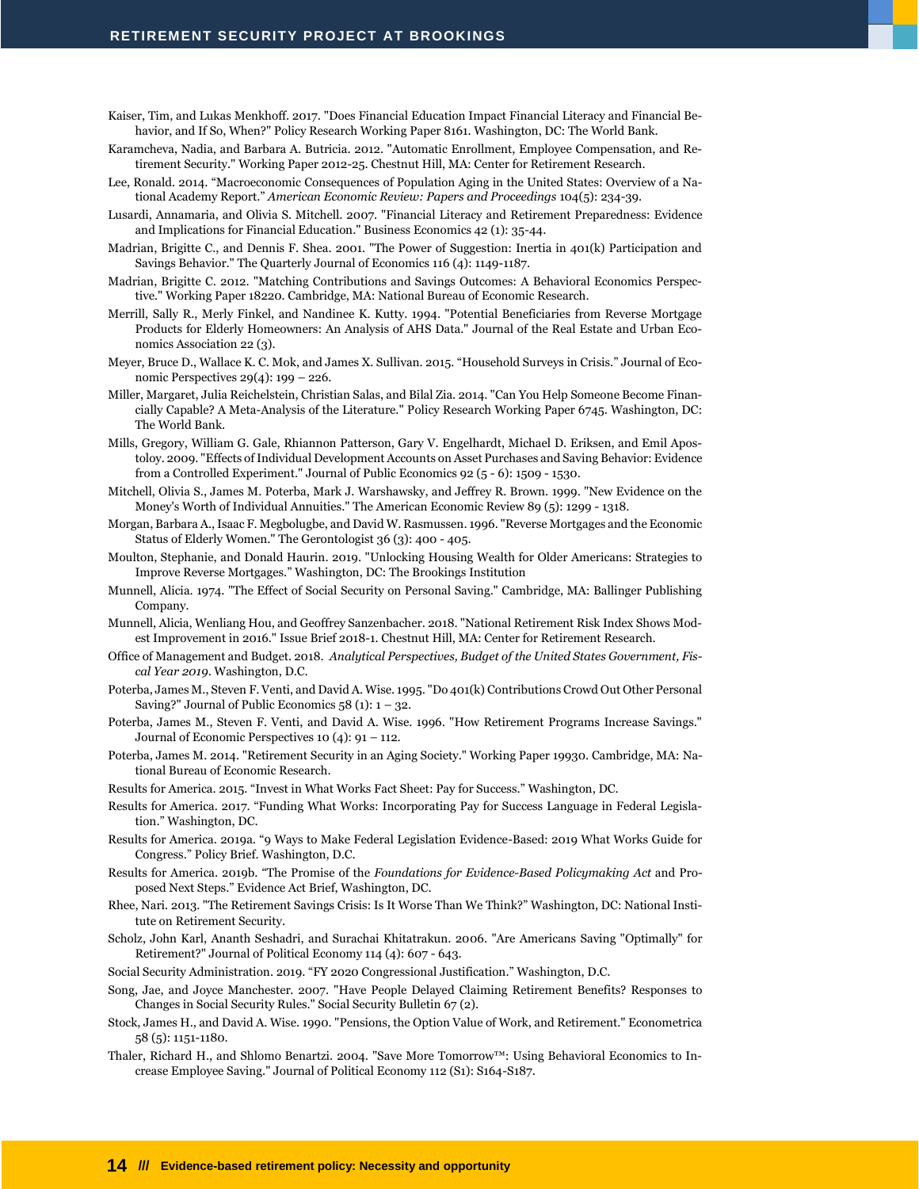Kaiser, Tim, and Lukas Menkhoff. 2017. "Does Financial Education Impact Financial Literacy and Financial Behavior, and If So, When?" Policy Research Working Paper 8161. Washington, DC: The World Bank.

Karamcheva, Nadia, and Barbara A. Butricia. 2012. "Automatic Enrollment, Employee Compensation, and Retirement Security." Working Paper 2012-25. Chestnut Hill, MA: Center for Retirement Research.

Lee, Ronald. 2014. "Macroeconomic Consequences of Population Aging in the United States: Overview of a National Academy Report." *American Economic Review: Papers and Proceedings* 104(5): 234-39.

Lusardi, Annamaria, and Olivia S. Mitchell. 2007. "Financial Literacy and Retirement Preparedness: Evidence and Implications for Financial Education." Business Economics 42 (1): 35-44.

Madrian, Brigitte C., and Dennis F. Shea. 2001. "The Power of Suggestion: Inertia in 401(k) Participation and Savings Behavior." The Quarterly Journal of Economics 116 (4): 1149-1187.

Madrian, Brigitte C. 2012. "Matching Contributions and Savings Outcomes: A Behavioral Economics Perspective." Working Paper 18220. Cambridge, MA: National Bureau of Economic Research.

Merrill, Sally R., Merly Finkel, and Nandinee K. Kutty. 1994. "Potential Beneficiaries from Reverse Mortgage Products for Elderly Homeowners: An Analysis of AHS Data." Journal of the Real Estate and Urban Economics Association 22 (3).

Meyer, Bruce D., Wallace K. C. Mok, and James X. Sullivan. 2015. "Household Surveys in Crisis." Journal of Economic Perspectives 29(4): 199 – 226.

Miller, Margaret, Julia Reichelstein, Christian Salas, and Bilal Zia. 2014. "Can You Help Someone Become Financially Capable? A Meta-Analysis of the Literature." Policy Research Working Paper 6745. Washington, DC: The World Bank.

Mills, Gregory, William G. Gale, Rhiannon Patterson, Gary V. Engelhardt, Michael D. Eriksen, and Emil Apostoloy. 2009. "Effects of Individual Development Accounts on Asset Purchases and Saving Behavior: Evidence from a Controlled Experiment." Journal of Public Economics 92 (5 - 6): 1509 - 1530.

Mitchell, Olivia S., James M. Poterba, Mark J. Warshawsky, and Jeffrey R. Brown. 1999. "New Evidence on the Money's Worth of Individual Annuities." The American Economic Review 89 (5): 1299 - 1318.

Morgan, Barbara A., Isaac F. Megbolugbe, and David W. Rasmussen. 1996. "Reverse Mortgages and the Economic Status of Elderly Women." The Gerontologist 36 (3): 400 - 405.

Moulton, Stephanie, and Donald Haurin. 2019. "Unlocking Housing Wealth for Older Americans: Strategies to Improve Reverse Mortgages." Washington, DC: The Brookings Institution

Munnell, Alicia. 1974. "The Effect of Social Security on Personal Saving." Cambridge, MA: Ballinger Publishing Company.

Munnell, Alicia, Wenliang Hou, and Geoffrey Sanzenbacher. 2018. "National Retirement Risk Index Shows Modest Improvement in 2016." Issue Brief 2018-1. Chestnut Hill, MA: Center for Retirement Research.

Office of Management and Budget. 2018. *Analytical Perspectives, Budget of the United States Government, Fiscal Year 2019*. Washington, D.C.

Poterba, James M., Steven F. Venti, and David A. Wise. 1995. "Do 401(k) Contributions Crowd Out Other Personal Saving?" Journal of Public Economics 58 (1): 1 – 32.

Poterba, James M., Steven F. Venti, and David A. Wise. 1996. "How Retirement Programs Increase Savings." Journal of Economic Perspectives 10 (4): 91 – 112.

Poterba, James M. 2014. "Retirement Security in an Aging Society." Working Paper 19930. Cambridge, MA: National Bureau of Economic Research.

Results for America. 2015. "Invest in What Works Fact Sheet: Pay for Success." Washington, DC.

Results for America. 2017. "Funding What Works: Incorporating Pay for Success Language in Federal Legislation." Washington, DC.

Results for America. 2019a. "9 Ways to Make Federal Legislation Evidence-Based: 2019 What Works Guide for Congress." Policy Brief. Washington, D.C.

Results for America. 2019b. "The Promise of the *Foundations for Evidence-Based Policymaking Act* and Proposed Next Steps." Evidence Act Brief, Washington, DC.

Rhee, Nari. 2013. "The Retirement Savings Crisis: Is It Worse Than We Think?" Washington, DC: National Institute on Retirement Security.

Scholz, John Karl, Ananth Seshadri, and Surachai Khitatrakun. 2006. "Are Americans Saving "Optimally" for Retirement?" Journal of Political Economy 114 (4): 607 - 643.

Social Security Administration. 2019. "FY 2020 Congressional Justification." Washington, D.C.

Song, Jae, and Joyce Manchester. 2007. "Have People Delayed Claiming Retirement Benefits? Responses to Changes in Social Security Rules." Social Security Bulletin 67 (2).

Stock, James H., and David A. Wise. 1990. "Pensions, the Option Value of Work, and Retirement." Econometrica 58 (5): 1151-1180.

Thaler, Richard H., and Shlomo Benartzi. 2004. "Save More Tomorrow™: Using Behavioral Economics to Increase Employee Saving." Journal of Political Economy 112 (S1): S164-S187.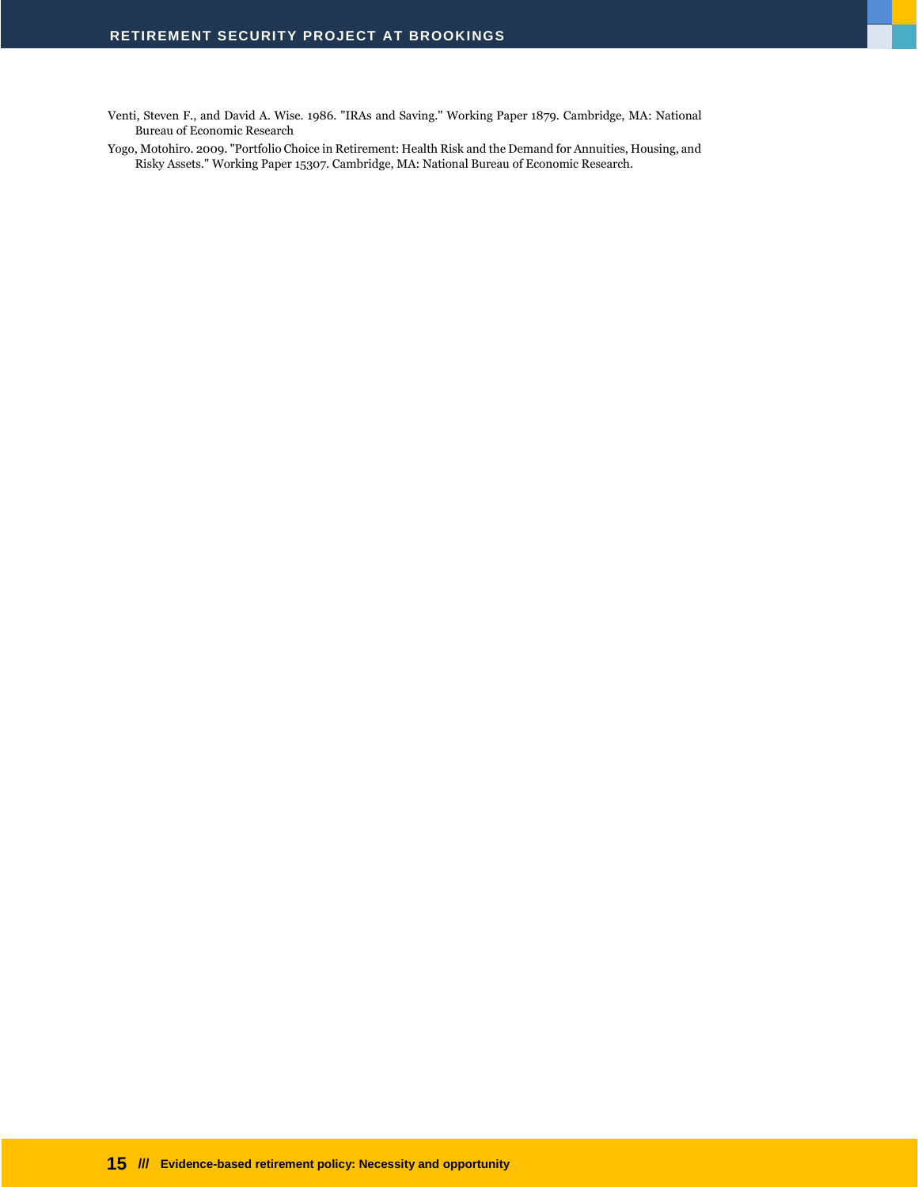Venti, Steven F., and David A. Wise. 1986. "IRAs and Saving." Working Paper 1879. Cambridge, MA: National Bureau of Economic Research

Yogo, Motohiro. 2009. "Portfolio Choice in Retirement: Health Risk and the Demand for Annuities, Housing, and Risky Assets." Working Paper 15307. Cambridge, MA: National Bureau of Economic Research.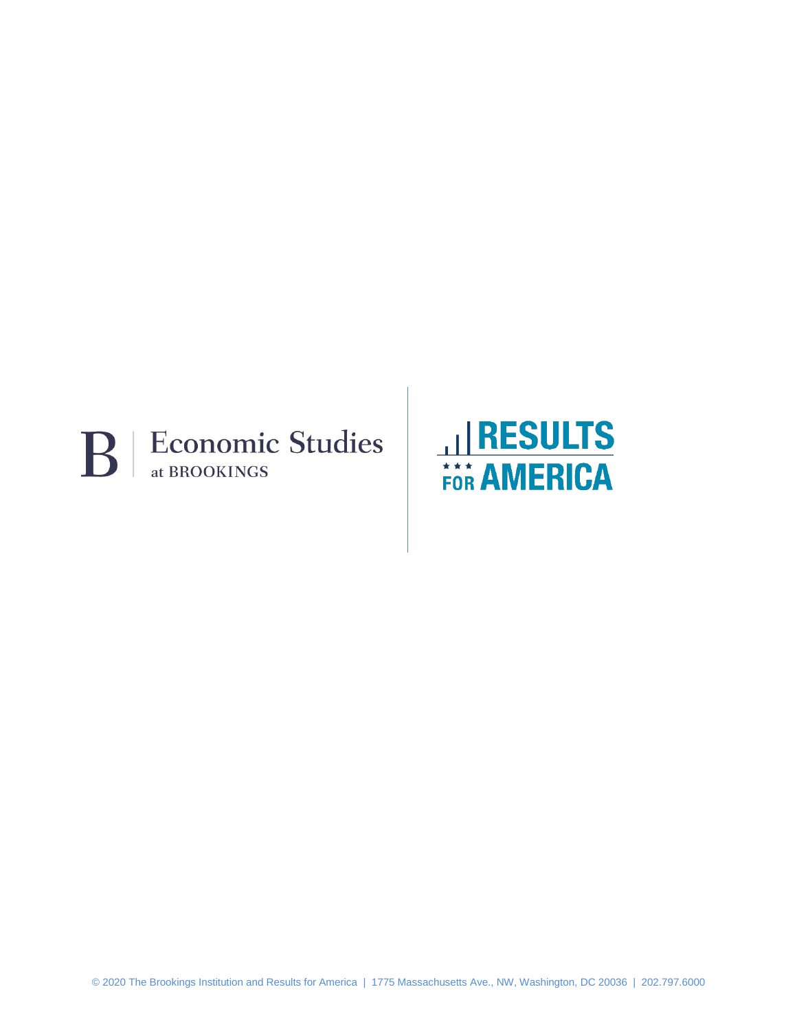Economic Studies at BROOKINGS

RESULTS FOR AMERICA

© 2020 The Brookings Institution and Results for America | 1775 Massachusetts Ave., NW, Washington, DC 20036 | 202.797.6000